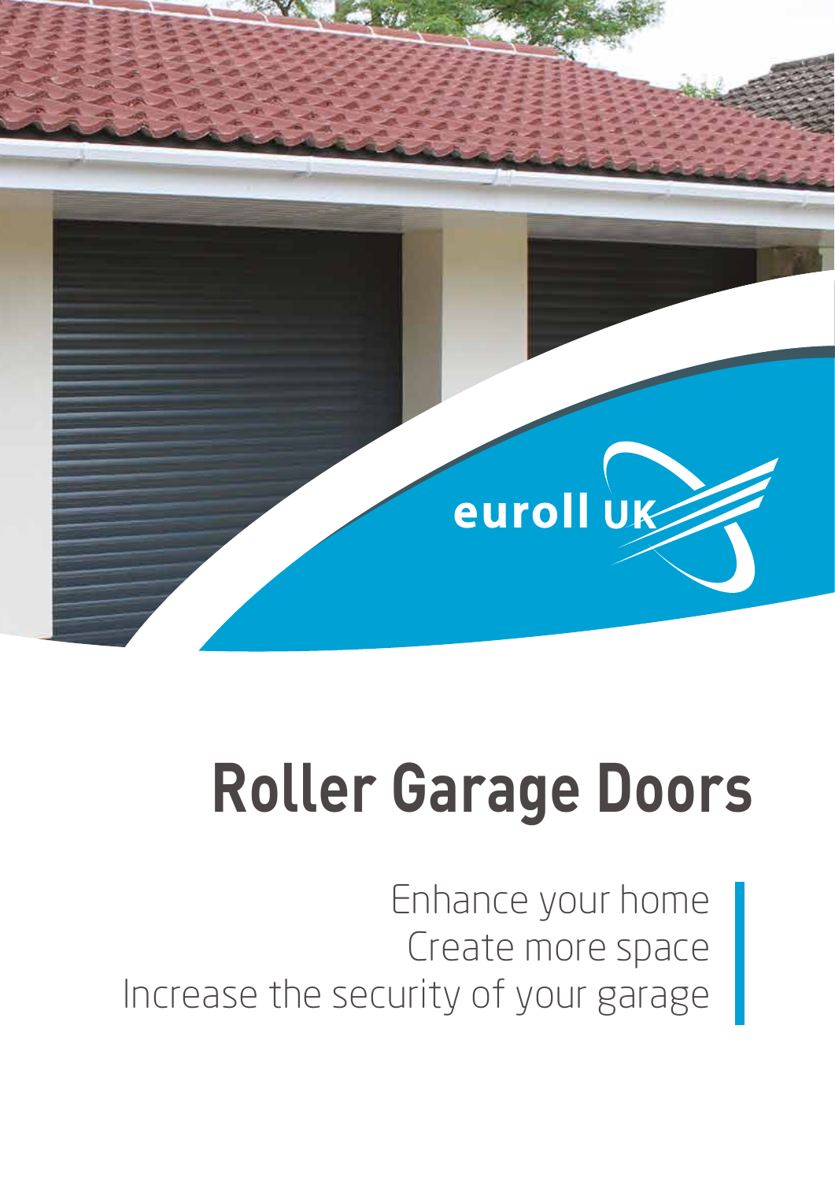euroll UK

# Roller Garage Doors

Enhance your home
Create more space
Increase the security of your garage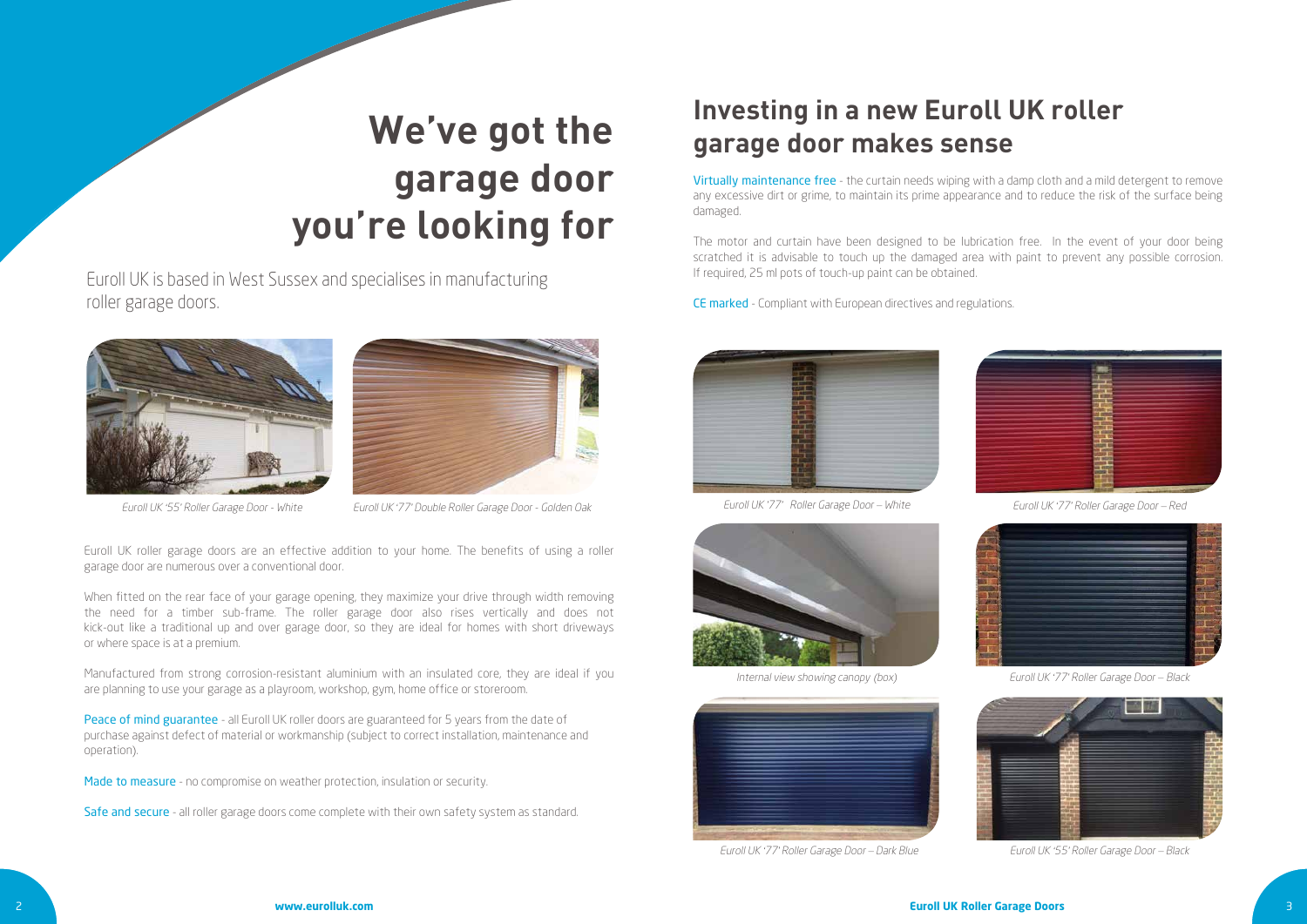# We've got the garage door you're looking for

Euroll UK is based in West Sussex and specialises in manufacturing roller garage doors.

*Euroll UK '55' Roller Garage Door - White*

*Euroll UK '77' Double Roller Garage Door - Golden Oak*

Euroll UK roller garage doors are an effective addition to your home. The benefits of using a roller garage door are numerous over a conventional door.

When fitted on the rear face of your garage opening, they maximize your drive through width removing the need for a timber sub-frame. The roller garage door also rises vertically and does not kick-out like a traditional up and over garage door, so they are ideal for homes with short driveways or where space is at a premium.

Manufactured from strong corrosion-resistant aluminium with an insulated core, they are ideal if you are planning to use your garage as a playroom, workshop, gym, home office or storeroom.

Peace of mind guarantee - all Euroll UK roller doors are guaranteed for 5 years from the date of purchase against defect of material or workmanship (subject to correct installation, maintenance and operation).

Made to measure - no compromise on weather protection, insulation or security.

Safe and secure - all roller garage doors come complete with their own safety system as standard.

## Investing in a new Euroll UK roller garage door makes sense

Virtually maintenance free - the curtain needs wiping with a damp cloth and a mild detergent to remove any excessive dirt or grime, to maintain its prime appearance and to reduce the risk of the surface being damaged.

The motor and curtain have been designed to be lubrication free. In the event of your door being scratched it is advisable to touch up the damaged area with paint to prevent any possible corrosion. If required, 25 ml pots of touch-up paint can be obtained.

CE marked - Compliant with European directives and regulations.

*Euroll UK '77' Roller Garage Door – White*

*Euroll UK '77' Roller Garage Door – Red*

*Internal view showing canopy (box)*

*Euroll UK '77' Roller Garage Door – Black*

*Euroll UK '77' Roller Garage Door – Dark Blue*

*Euroll UK '55' Roller Garage Door – Black*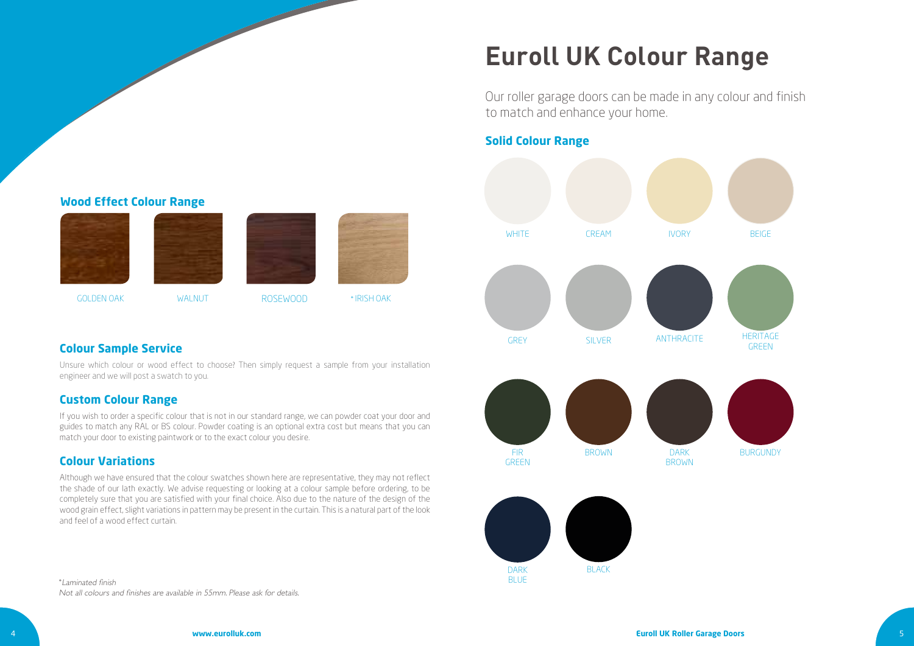# Euroll UK Colour Range

Our roller garage doors can be made in any colour and finish to match and enhance your home.

## Solid Colour Range

WHITE, CREAM, IVORY, BEIGE

GREY, SILVER, ANTHRACITE, HERITAGE GREEN

FIR GREEN, BROWN, DARK BROWN, BURGUNDY

DARK BLUE, BLACK

## Wood Effect Colour Range

GOLDEN OAK, WALNUT, ROSEWOOD, * IRISH OAK

## Colour Sample Service

Unsure which colour or wood effect to choose? Then simply request a sample from your installation engineer and we will post a swatch to you.

## Custom Colour Range

If you wish to order a specific colour that is not in our standard range, we can powder coat your door and guides to match any RAL or BS colour. Powder coating is an optional extra cost but means that you can match your door to existing paintwork or to the exact colour you desire.

## Colour Variations

Although we have ensured that the colour swatches shown here are representative, they may not reflect the shade of our lath exactly. We advise requesting or looking at a colour sample before ordering, to be completely sure that you are satisfied with your final choice. Also due to the nature of the design of the wood grain effect, slight variations in pattern may be present in the curtain. This is a natural part of the look and feel of a wood effect curtain.

*\*Laminated finish*

*Not all colours and finishes are available in 55mm. Please ask for details.*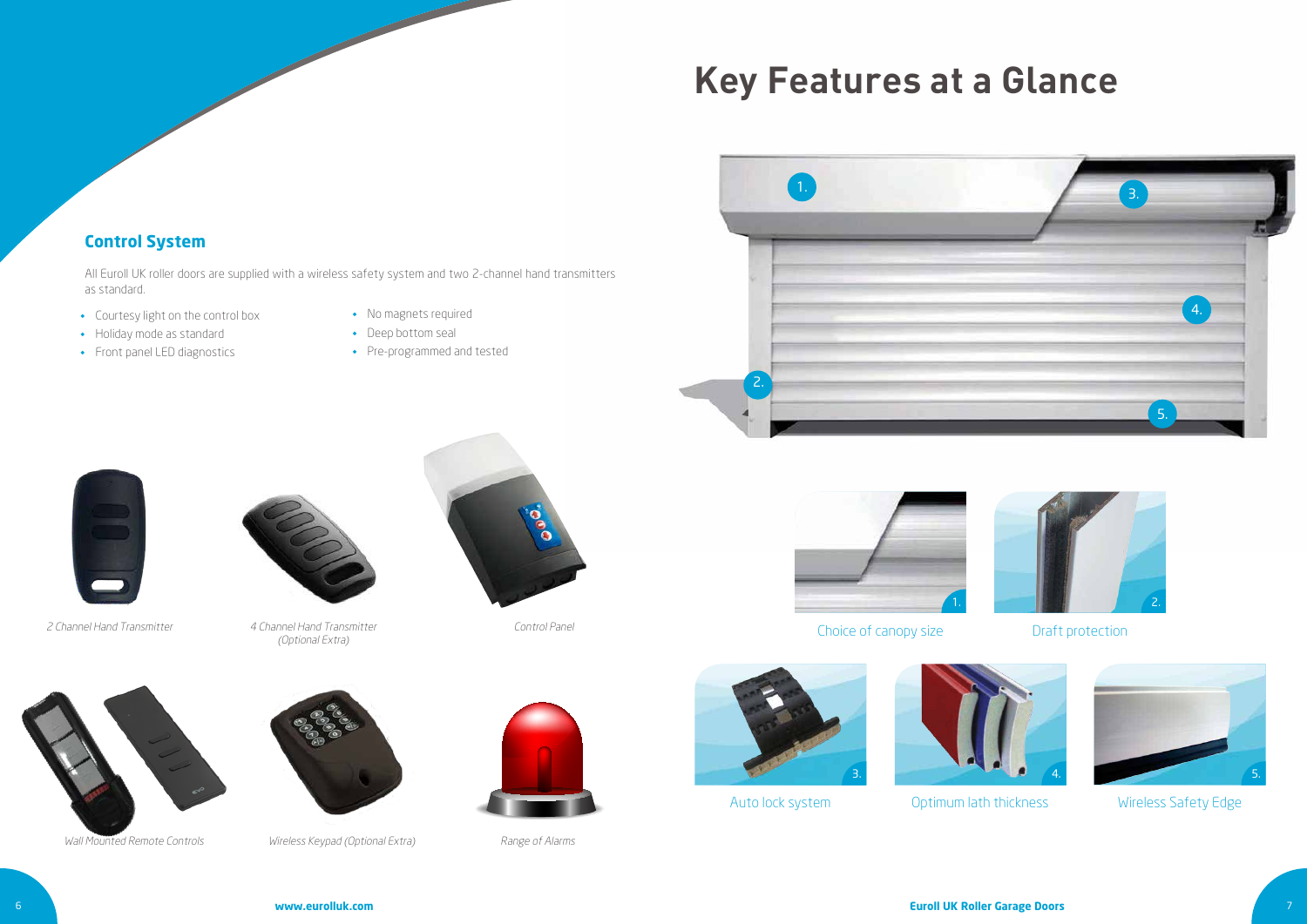## Control System

All Euroll UK roller doors are supplied with a wireless safety system and two 2-channel hand transmitters as standard.

- Courtesy light on the control box
- Holiday mode as standard
- Front panel LED diagnostics
- No magnets required
- Deep bottom seal
- Pre-programmed and tested

*2 Channel Hand Transmitter*

*4 Channel Hand Transmitter (Optional Extra)*

*Control Panel*

*Wall Mounted Remote Controls*

*Wireless Keypad (Optional Extra)*

*Range of Alarms*

# Key Features at a Glance

1. Choice of canopy size
2. Draft protection
3. Auto lock system
4. Optimum lath thickness
5. Wireless Safety Edge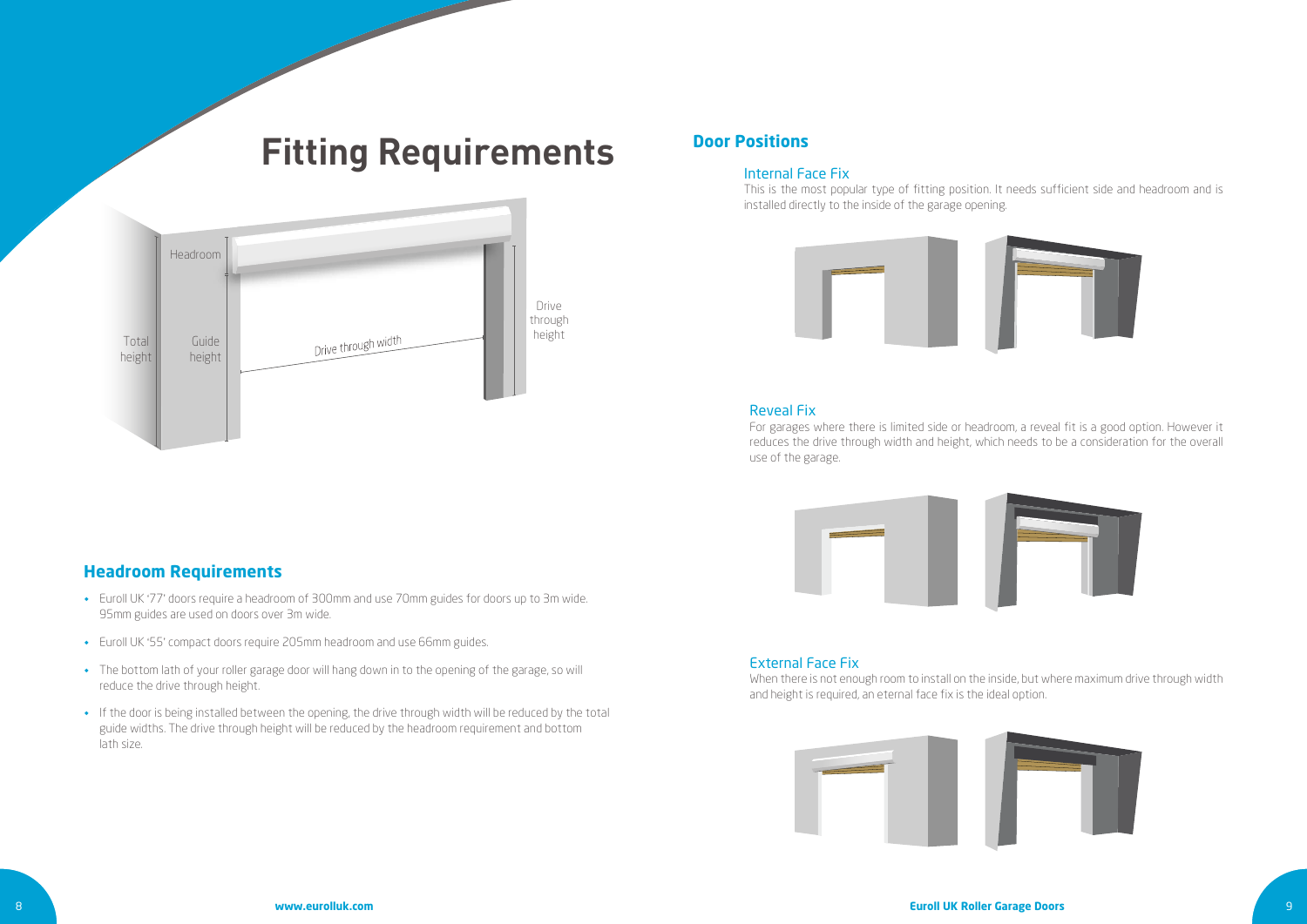# Fitting Requirements

## Headroom Requirements

- Euroll UK '77' doors require a headroom of 300mm and use 70mm guides for doors up to 3m wide. 95mm guides are used on doors over 3m wide.
- Euroll UK '55' compact doors require 205mm headroom and use 66mm guides.
- The bottom lath of your roller garage door will hang down in to the opening of the garage, so will reduce the drive through height.
- If the door is being installed between the opening, the drive through width will be reduced by the total guide widths. The drive through height will be reduced by the headroom requirement and bottom lath size.

## Door Positions

### Internal Face Fix

This is the most popular type of fitting position. It needs sufficient side and headroom and is installed directly to the inside of the garage opening.

### Reveal Fix

For garages where there is limited side or headroom, a reveal fit is a good option. However it reduces the drive through width and height, which needs to be a consideration for the overall use of the garage.

### External Face Fix

When there is not enough room to install on the inside, but where maximum drive through width and height is required, an eternal face fix is the ideal option.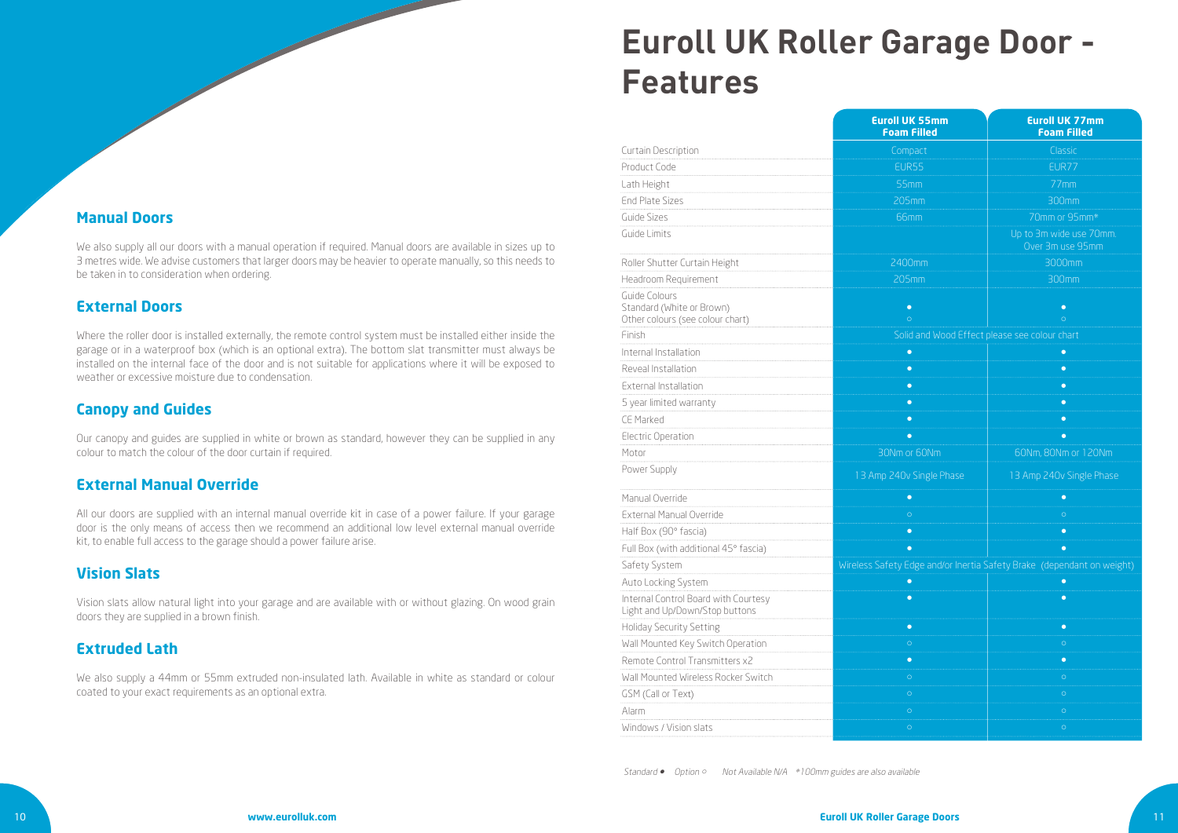## Manual Doors

We also supply all our doors with a manual operation if required. Manual doors are available in sizes up to 3 metres wide. We advise customers that larger doors may be heavier to operate manually, so this needs to be taken in to consideration when ordering.

## External Doors

Where the roller door is installed externally, the remote control system must be installed either inside the garage or in a waterproof box (which is an optional extra). The bottom slat transmitter must always be installed on the internal face of the door and is not suitable for applications where it will be exposed to weather or excessive moisture due to condensation.

## Canopy and Guides

Our canopy and guides are supplied in white or brown as standard, however they can be supplied in any colour to match the colour of the door curtain if required.

## External Manual Override

All our doors are supplied with an internal manual override kit in case of a power failure. If your garage door is the only means of access then we recommend an additional low level external manual override kit, to enable full access to the garage should a power failure arise.

## Vision Slats

Vision slats allow natural light into your garage and are available with or without glazing. On wood grain doors they are supplied in a brown finish.

## Extruded Lath

We also supply a 44mm or 55mm extruded non-insulated lath. Available in white as standard or colour coated to your exact requirements as an optional extra.

# Euroll UK Roller Garage Door - Features

| | Euroll UK 55mm Foam Filled | Euroll UK 77mm Foam Filled |
|---|---|---|
| Curtain Description | Compact | Classic |
| Product Code | EUR55 | EUR77 |
| Lath Height | 55mm | 77mm |
| End Plate Sizes | 205mm | 300mm |
| Guide Sizes | 66mm | 70mm or 95mm* |
| Guide Limits | | Up to 3m wide use 70mm. Over 3m use 95mm |
| Roller Shutter Curtain Height | 2400mm | 3000mm |
| Headroom Requirement | 205mm | 300mm |
| Guide Colours<br>Standard (White or Brown)<br>Other colours (see colour chart) | <br>●<br>○ | <br>●<br>○ |
| Finish | Solid and Wood Effect please see colour chart | |
| Internal Installation | ● | ● |
| Reveal Installation | ● | ● |
| External Installation | ● | ● |
| 5 year limited warranty | ● | ● |
| CE Marked | ● | ● |
| Electric Operation | ● | ● |
| Motor | 30Nm or 60Nm | 60Nm, 80Nm or 120Nm |
| Power Supply | 13 Amp 240v Single Phase | 13 Amp 240v Single Phase |
| Manual Override | ● | ● |
| External Manual Override | ○ | ○ |
| Half Box (90° fascia) | ● | ● |
| Full Box (with additional 45° fascia) | ● | ● |
| Safety System | Wireless Safety Edge and/or Inertia Safety Brake (dependant on weight) | |
| Auto Locking System | ● | ● |
| Internal Control Board with Courtesy Light and Up/Down/Stop buttons | ● | ● |
| Holiday Security Setting | ● | ● |
| Wall Mounted Key Switch Operation | ○ | ○ |
| Remote Control Transmitters x2 | ● | ● |
| Wall Mounted Wireless Rocker Switch | ○ | ○ |
| GSM (Call or Text) | ○ | ○ |
| Alarm | ○ | ○ |
| Windows / Vision slats | ○ | ○ |

*Standard ● Option ○ Not Available N/A *100mm guides are also available*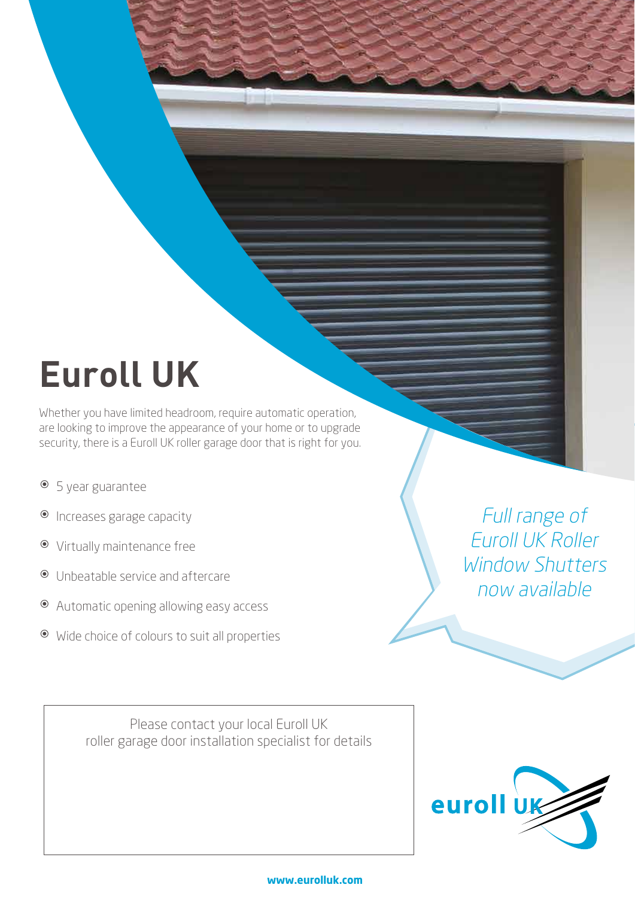# Euroll UK

Whether you have limited headroom, require automatic operation, are looking to improve the appearance of your home or to upgrade security, there is a Euroll UK roller garage door that is right for you.

- 5 year guarantee
- Increases garage capacity
- Virtually maintenance free
- Unbeatable service and aftercare
- Automatic opening allowing easy access
- Wide choice of colours to suit all properties

*Full range of Euroll UK Roller Window Shutters now available*

Please contact your local Euroll UK roller garage door installation specialist for details

euroll UK

**www.eurolluk.com**